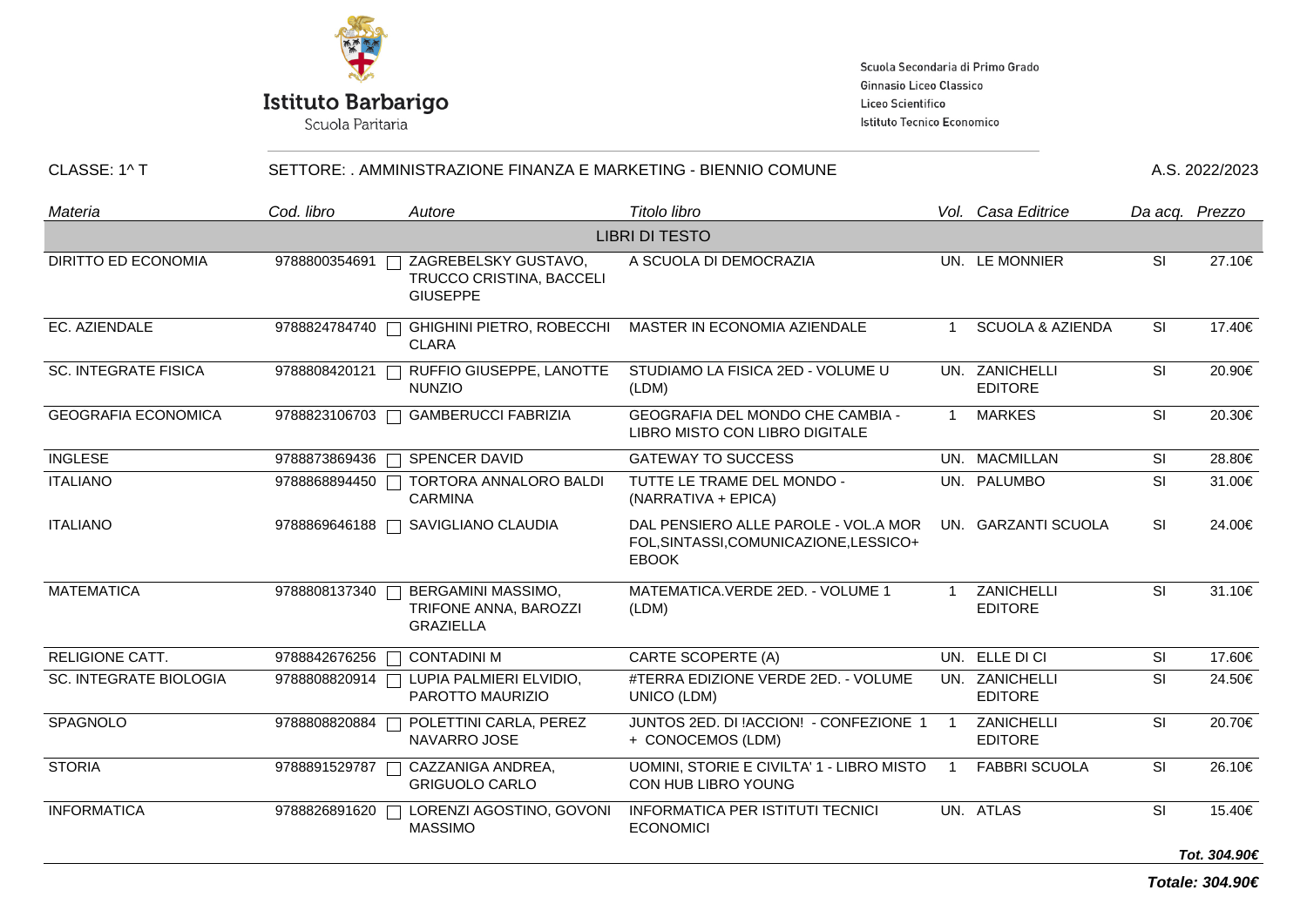**Istituto Barbarigo**
Scuola Paritaria

Scuola Secondaria di Primo Grado
Ginnasio Liceo Classico
Liceo Scientifico
Istituto Tecnico Economico

CLASSE: 1^ T — SETTORE: . AMMINISTRAZIONE FINANZA E MARKETING - BIENNIO COMUNE — A.S. 2022/2023

| *Materia* | *Cod. libro* | *Autore* | *Titolo libro* | *Vol.* | *Casa Editrice* | *Da acq.* | *Prezzo* |
|---|---|---|---|---|---|---|---|
| | | | LIBRI DI TESTO | | | | |
| DIRITTO ED ECONOMIA | 9788800354691 | ZAGREBELSKY GUSTAVO, TRUCCO CRISTINA, BACCELI GIUSEPPE | A SCUOLA DI DEMOCRAZIA | UN. | LE MONNIER | SI | 27.10€ |
| EC. AZIENDALE | 9788824784740 | GHIGHINI PIETRO, ROBECCHI CLARA | MASTER IN ECONOMIA AZIENDALE | 1 | SCUOLA & AZIENDA | SI | 17.40€ |
| SC. INTEGRATE FISICA | 9788808420121 | RUFFIO GIUSEPPE, LANOTTE NUNZIO | STUDIAMO LA FISICA 2ED - VOLUME U (LDM) | UN. | ZANICHELLI EDITORE | SI | 20.90€ |
| GEOGRAFIA ECONOMICA | 9788823106703 | GAMBERUCCI FABRIZIA | GEOGRAFIA DEL MONDO CHE CAMBIA - LIBRO MISTO CON LIBRO DIGITALE | 1 | MARKES | SI | 20.30€ |
| INGLESE | 9788873869436 | SPENCER DAVID | GATEWAY TO SUCCESS | UN. | MACMILLAN | SI | 28.80€ |
| ITALIANO | 9788868894450 | TORTORA ANNALORO BALDI CARMINA | TUTTE LE TRAME DEL MONDO - (NARRATIVA + EPICA) | UN. | PALUMBO | SI | 31.00€ |
| ITALIANO | 9788869646188 | SAVIGLIANO CLAUDIA | DAL PENSIERO ALLE PAROLE - VOL.A MOR FOL,SINTASSI,COMUNICAZIONE,LESSICO+ EBOOK | UN. | GARZANTI SCUOLA | SI | 24.00€ |
| MATEMATICA | 9788808137340 | BERGAMINI MASSIMO, TRIFONE ANNA, BAROZZI GRAZIELLA | MATEMATICA.VERDE 2ED. - VOLUME 1 (LDM) | 1 | ZANICHELLI EDITORE | SI | 31.10€ |
| RELIGIONE CATT. | 9788842676256 | CONTADINI M | CARTE SCOPERTE (A) | UN. | ELLE DI CI | SI | 17.60€ |
| SC. INTEGRATE BIOLOGIA | 9788808820914 | LUPIA PALMIERI ELVIDIO, PAROTTO MAURIZIO | #TERRA EDIZIONE VERDE 2ED. - VOLUME UNICO (LDM) | UN. | ZANICHELLI EDITORE | SI | 24.50€ |
| SPAGNOLO | 9788808820884 | POLETTINI CARLA, PEREZ NAVARRO JOSE | JUNTOS 2ED. DI !ACCION! - CONFEZIONE 1 + CONOCEMOS (LDM) | 1 | ZANICHELLI EDITORE | SI | 20.70€ |
| STORIA | 9788891529787 | CAZZANIGA ANDREA, GRIGUOLO CARLO | UOMINI, STORIE E CIVILTA' 1 - LIBRO MISTO CON HUB LIBRO YOUNG | 1 | FABBRI SCUOLA | SI | 26.10€ |
| INFORMATICA | 9788826891620 | LORENZI AGOSTINO, GOVONI MASSIMO | INFORMATICA PER ISTITUTI TECNICI ECONOMICI | UN. | ATLAS | SI | 15.40€ |
| | | | | | | | ***Tot. 304.90€*** |

***Totale: 304.90€***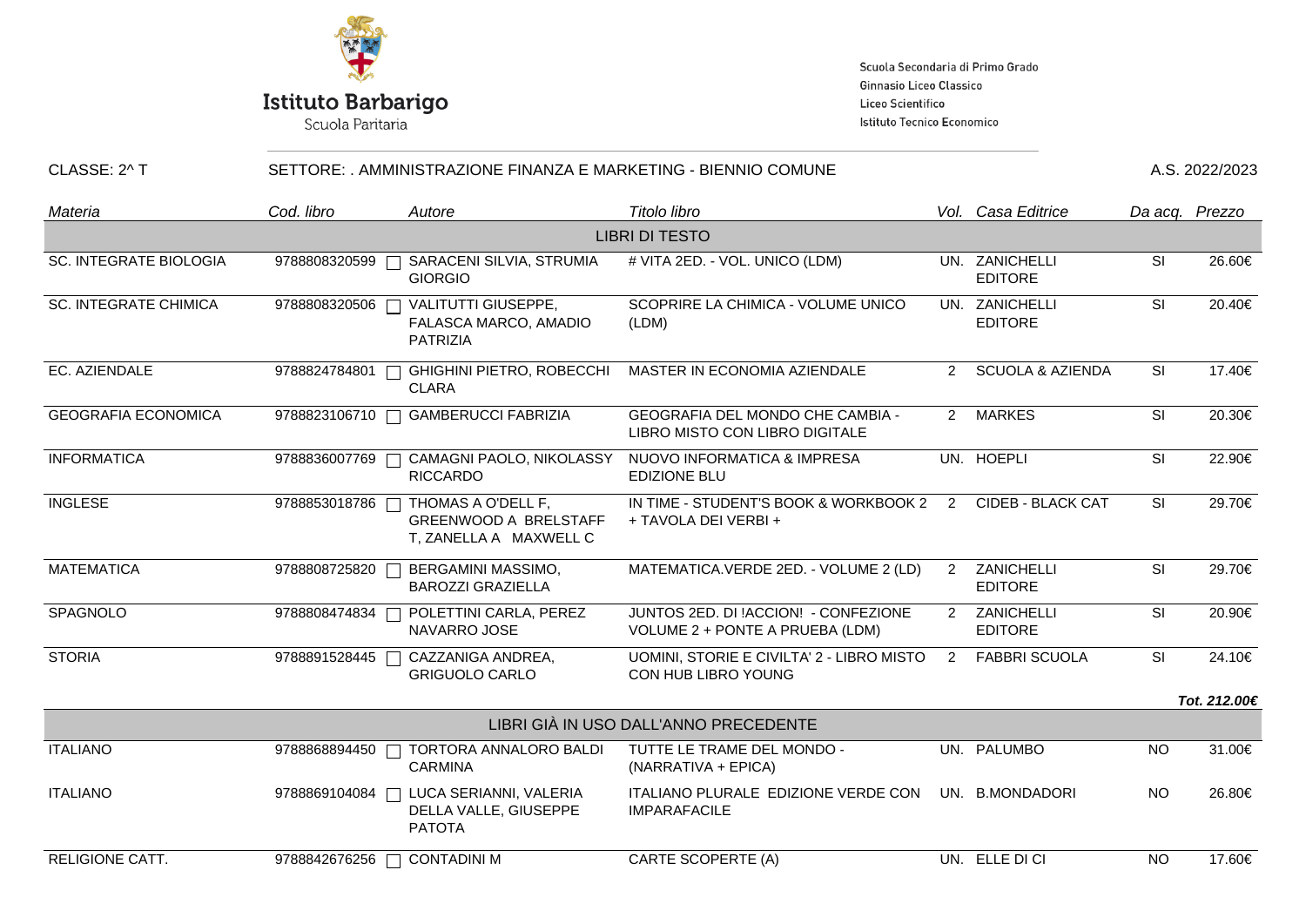**Istituto Barbarigo**
Scuola Paritaria

Scuola Secondaria di Primo Grado
Ginnasio Liceo Classico
Liceo Scientifico
Istituto Tecnico Economico

CLASSE: 2^ T | SETTORE: . AMMINISTRAZIONE FINANZA E MARKETING - BIENNIO COMUNE | A.S. 2022/2023

| *Materia* | *Cod. libro* | *Autore* | *Titolo libro* | *Vol.* | *Casa Editrice* | *Da acq.* | *Prezzo* |
|---|---|---|---|---|---|---|---|
| | | | LIBRI DI TESTO | | | | |
| SC. INTEGRATE BIOLOGIA | 9788808320599 | SARACENI SILVIA, STRUMIA GIORGIO | # VITA 2ED. - VOL. UNICO (LDM) | UN. | ZANICHELLI EDITORE | SI | 26.60€ |
| SC. INTEGRATE CHIMICA | 9788808320506 | VALITUTTI GIUSEPPE, FALASCA MARCO, AMADIO PATRIZIA | SCOPRIRE LA CHIMICA - VOLUME UNICO (LDM) | UN. | ZANICHELLI EDITORE | SI | 20.40€ |
| EC. AZIENDALE | 9788824784801 | GHIGHINI PIETRO, ROBECCHI CLARA | MASTER IN ECONOMIA AZIENDALE | 2 | SCUOLA & AZIENDA | SI | 17.40€ |
| GEOGRAFIA ECONOMICA | 9788823106710 | GAMBERUCCI FABRIZIA | GEOGRAFIA DEL MONDO CHE CAMBIA - LIBRO MISTO CON LIBRO DIGITALE | 2 | MARKES | SI | 20.30€ |
| INFORMATICA | 9788836007769 | CAMAGNI PAOLO, NIKOLASSY RICCARDO | NUOVO INFORMATICA & IMPRESA EDIZIONE BLU | UN. | HOEPLI | SI | 22.90€ |
| INGLESE | 9788853018786 | THOMAS A O'DELL F, GREENWOOD A BRELSTAFF T, ZANELLA A MAXWELL C | IN TIME - STUDENT'S BOOK & WORKBOOK 2 + TAVOLA DEI VERBI + | 2 | CIDEB - BLACK CAT | SI | 29.70€ |
| MATEMATICA | 9788808725820 | BERGAMINI MASSIMO, BAROZZI GRAZIELLA | MATEMATICA.VERDE 2ED. - VOLUME 2 (LD) | 2 | ZANICHELLI EDITORE | SI | 29.70€ |
| SPAGNOLO | 9788808474834 | POLETTINI CARLA, PEREZ NAVARRO JOSE | JUNTOS 2ED. DI !ACCION! - CONFEZIONE VOLUME 2 + PONTE A PRUEBA (LDM) | 2 | ZANICHELLI EDITORE | SI | 20.90€ |
| STORIA | 9788891528445 | CAZZANIGA ANDREA, GRIGUOLO CARLO | UOMINI, STORIE E CIVILTA' 2 - LIBRO MISTO CON HUB LIBRO YOUNG | 2 | FABBRI SCUOLA | SI | 24.10€ |
| | | | | | | | ***Tot. 212.00€*** |
| | | | LIBRI GIÀ IN USO DALL'ANNO PRECEDENTE | | | | |
| ITALIANO | 9788868894450 | TORTORA ANNALORO BALDI CARMINA | TUTTE LE TRAME DEL MONDO - (NARRATIVA + EPICA) | UN. | PALUMBO | NO | 31.00€ |
| ITALIANO | 9788869104084 | LUCA SERIANNI, VALERIA DELLA VALLE, GIUSEPPE PATOTA | ITALIANO PLURALE EDIZIONE VERDE CON IMPARAFACILE | UN. | B.MONDADORI | NO | 26.80€ |
| RELIGIONE CATT. | 9788842676256 | CONTADINI M | CARTE SCOPERTE (A) | UN. | ELLE DI CI | NO | 17.60€ |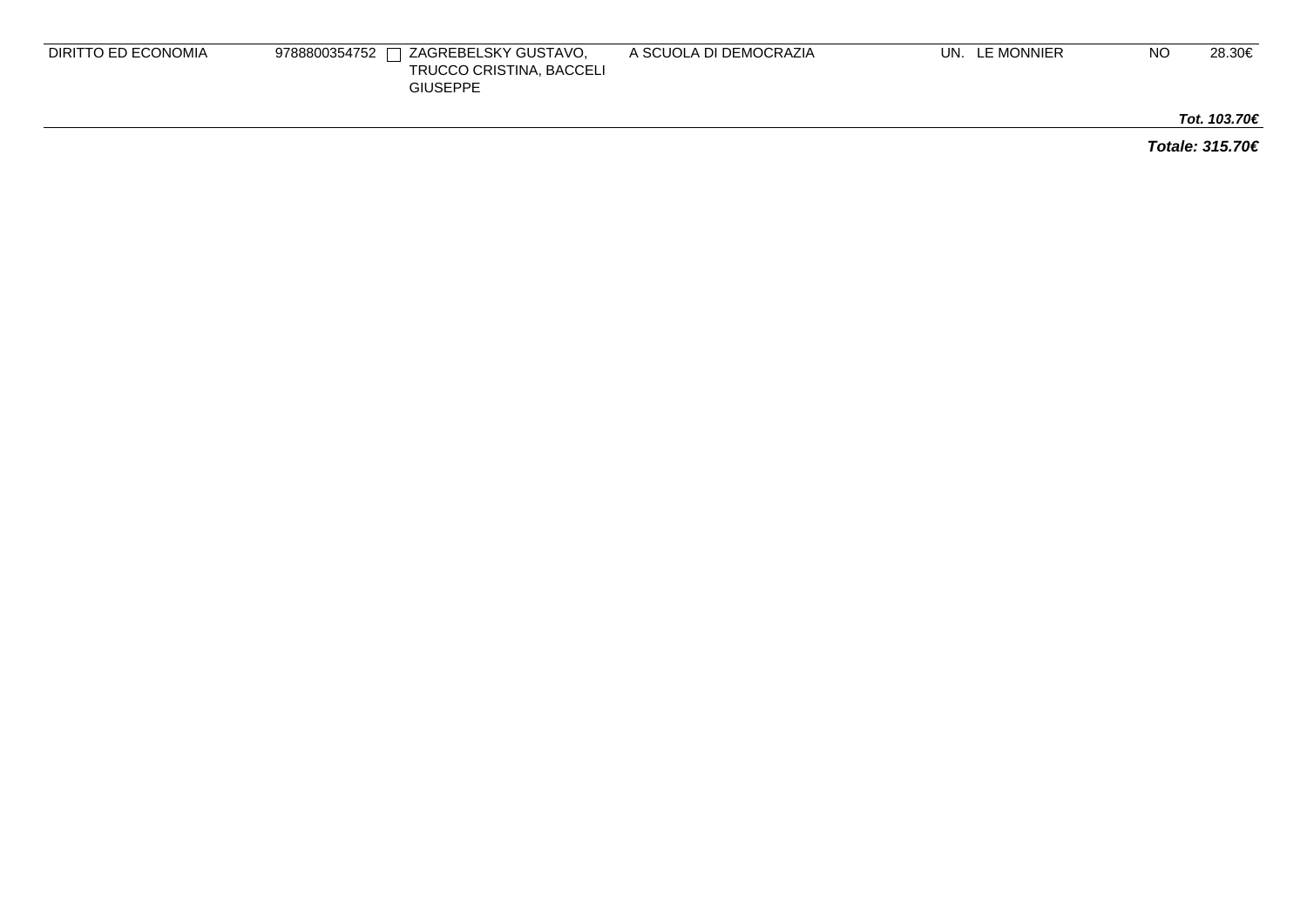| | | | | | | | |
|---|---|---|---|---|---|---|---|
| DIRITTO ED ECONOMIA | 9788800354752 ☐ | ZAGREBELSKY GUSTAVO, TRUCCO CRISTINA, BACCELI GIUSEPPE | A SCUOLA DI DEMOCRAZIA | UN. | LE MONNIER | NO | 28.30€ |
| | | | | | | | ***Tot. 103.70€*** |

***Totale: 315.70€***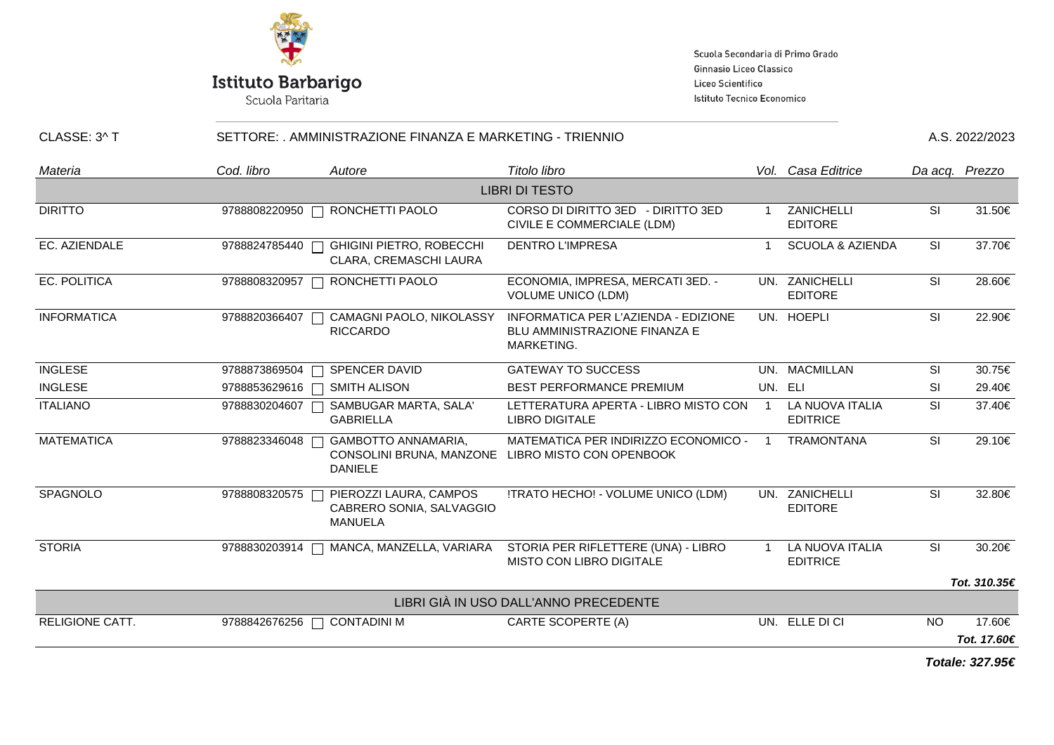**Istituto Barbarigo**
Scuola Paritaria

Scuola Secondaria di Primo Grado
Ginnasio Liceo Classico
Liceo Scientifico
Istituto Tecnico Economico

CLASSE: 3^ T | SETTORE: . AMMINISTRAZIONE FINANZA E MARKETING - TRIENNIO | A.S. 2022/2023

| *Materia* | *Cod. libro* | *Autore* | *Titolo libro* | *Vol.* | *Casa Editrice* | *Da acq.* | *Prezzo* |
|---|---|---|---|---|---|---|---|
| | | | LIBRI DI TESTO | | | | |
| DIRITTO | 9788808220950 | RONCHETTI PAOLO | CORSO DI DIRITTO 3ED - DIRITTO 3ED CIVILE E COMMERCIALE (LDM) | 1 | ZANICHELLI EDITORE | SI | 31.50€ |
| EC. AZIENDALE | 9788824785440 | GHIGINI PIETRO, ROBECCHI CLARA, CREMASCHI LAURA | DENTRO L'IMPRESA | 1 | SCUOLA & AZIENDA | SI | 37.70€ |
| EC. POLITICA | 9788808320957 | RONCHETTI PAOLO | ECONOMIA, IMPRESA, MERCATI 3ED. - VOLUME UNICO (LDM) | UN. | ZANICHELLI EDITORE | SI | 28.60€ |
| INFORMATICA | 9788820366407 | CAMAGNI PAOLO, NIKOLASSY RICCARDO | INFORMATICA PER L'AZIENDA - EDIZIONE BLU AMMINISTRAZIONE FINANZA E MARKETING. | UN. | HOEPLI | SI | 22.90€ |
| INGLESE | 9788873869504 | SPENCER DAVID | GATEWAY TO SUCCESS | UN. | MACMILLAN | SI | 30.75€ |
| INGLESE | 9788853629616 | SMITH ALISON | BEST PERFORMANCE PREMIUM | UN. | ELI | SI | 29.40€ |
| ITALIANO | 9788830204607 | SAMBUGAR MARTA, SALA' GABRIELLA | LETTERATURA APERTA - LIBRO MISTO CON LIBRO DIGITALE | 1 | LA NUOVA ITALIA EDITRICE | SI | 37.40€ |
| MATEMATICA | 9788823346048 | GAMBOTTO ANNAMARIA, CONSOLINI BRUNA, MANZONE DANIELE | MATEMATICA PER INDIRIZZO ECONOMICO - LIBRO MISTO CON OPENBOOK | 1 | TRAMONTANA | SI | 29.10€ |
| SPAGNOLO | 9788808320575 | PIEROZZI LAURA, CAMPOS CABRERO SONIA, SALVAGGIO MANUELA | !TRATO HECHO! - VOLUME UNICO (LDM) | UN. | ZANICHELLI EDITORE | SI | 32.80€ |
| STORIA | 9788830203914 | MANCA, MANZELLA, VARIARA | STORIA PER RIFLETTERE (UNA) - LIBRO MISTO CON LIBRO DIGITALE | 1 | LA NUOVA ITALIA EDITRICE | SI | 30.20€ |
| | | | | | | | ***Tot. 310.35€*** |
| | | | LIBRI GIÀ IN USO DALL'ANNO PRECEDENTE | | | | |
| RELIGIONE CATT. | 9788842676256 | CONTADINI M | CARTE SCOPERTE (A) | UN. | ELLE DI CI | NO | 17.60€ |
| | | | | | | | ***Tot. 17.60€*** |

***Totale: 327.95€***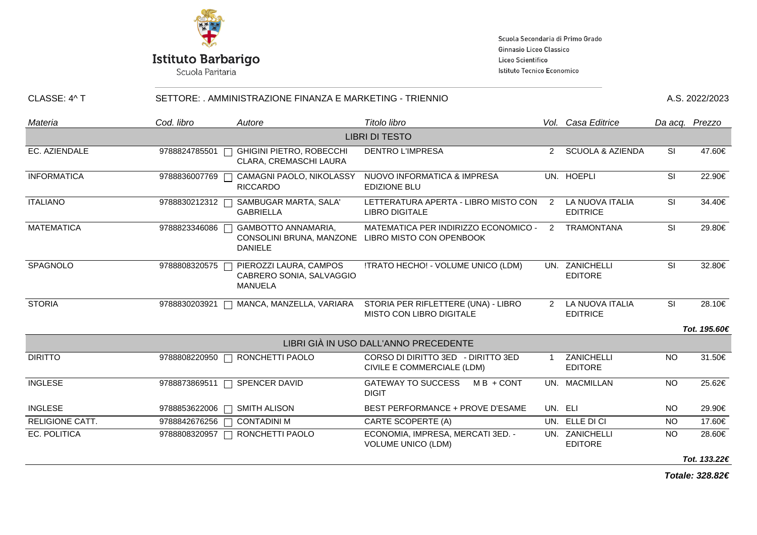**Istituto Barbarigo**
Scuola Paritaria

Scuola Secondaria di Primo Grado
Ginnasio Liceo Classico
Liceo Scientifico
Istituto Tecnico Economico

CLASSE: 4^ T | SETTORE: . AMMINISTRAZIONE FINANZA E MARKETING - TRIENNIO | A.S. 2022/2023

| *Materia* | *Cod. libro* | *Autore* | *Titolo libro* | *Vol.* | *Casa Editrice* | *Da acq.* | *Prezzo* |
|---|---|---|---|---|---|---|---|
| | | | LIBRI DI TESTO | | | | |
| EC. AZIENDALE | 9788824785501 | GHIGINI PIETRO, ROBECCHI CLARA, CREMASCHI LAURA | DENTRO L'IMPRESA | 2 | SCUOLA & AZIENDA | SI | 47.60€ |
| INFORMATICA | 9788836007769 | CAMAGNI PAOLO, NIKOLASSY RICCARDO | NUOVO INFORMATICA & IMPRESA EDIZIONE BLU | UN. | HOEPLI | SI | 22.90€ |
| ITALIANO | 9788830212312 | SAMBUGAR MARTA, SALA' GABRIELLA | LETTERATURA APERTA - LIBRO MISTO CON LIBRO DIGITALE | 2 | LA NUOVA ITALIA EDITRICE | SI | 34.40€ |
| MATEMATICA | 9788823346086 | GAMBOTTO ANNAMARIA, CONSOLINI BRUNA, MANZONE DANIELE | MATEMATICA PER INDIRIZZO ECONOMICO - LIBRO MISTO CON OPENBOOK | 2 | TRAMONTANA | SI | 29.80€ |
| SPAGNOLO | 9788808320575 | PIEROZZI LAURA, CAMPOS CABRERO SONIA, SALVAGGIO MANUELA | !TRATO HECHO! - VOLUME UNICO (LDM) | UN. | ZANICHELLI EDITORE | SI | 32.80€ |
| STORIA | 9788830203921 | MANCA, MANZELLA, VARIARA | STORIA PER RIFLETTERE (UNA) - LIBRO MISTO CON LIBRO DIGITALE | 2 | LA NUOVA ITALIA EDITRICE | SI | 28.10€ |
| | | | | | | | ***Tot. 195.60€*** |
| | | | LIBRI GIÀ IN USO DALL'ANNO PRECEDENTE | | | | |
| DIRITTO | 9788808220950 | RONCHETTI PAOLO | CORSO DI DIRITTO 3ED - DIRITTO 3ED CIVILE E COMMERCIALE (LDM) | 1 | ZANICHELLI EDITORE | NO | 31.50€ |
| INGLESE | 9788873869511 | SPENCER DAVID | GATEWAY TO SUCCESS M B + CONT DIGIT | UN. | MACMILLAN | NO | 25.62€ |
| INGLESE | 9788853622006 | SMITH ALISON | BEST PERFORMANCE + PROVE D'ESAME | UN. | ELI | NO | 29.90€ |
| RELIGIONE CATT. | 9788842676256 | CONTADINI M | CARTE SCOPERTE (A) | UN. | ELLE DI CI | NO | 17.60€ |
| EC. POLITICA | 9788808320957 | RONCHETTI PAOLO | ECONOMIA, IMPRESA, MERCATI 3ED. - VOLUME UNICO (LDM) | UN. | ZANICHELLI EDITORE | NO | 28.60€ |
| | | | | | | | ***Tot. 133.22€*** |

***Totale: 328.82€***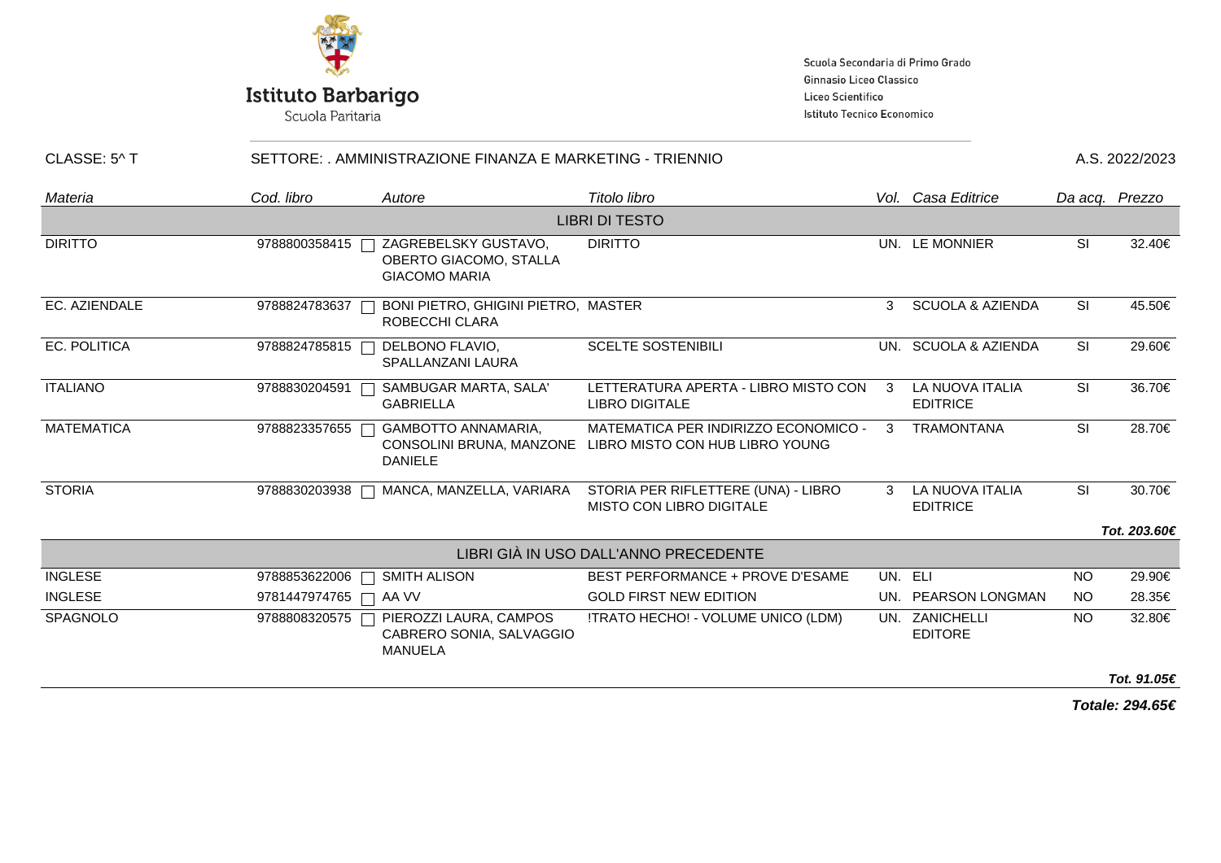**Istituto Barbarigo**
Scuola Paritaria

Scuola Secondaria di Primo Grado
Ginnasio Liceo Classico
Liceo Scientifico
Istituto Tecnico Economico

CLASSE: 5^ T

SETTORE: . AMMINISTRAZIONE FINANZA E MARKETING - TRIENNIO

A.S. 2022/2023

| *Materia* | *Cod. libro* | *Autore* | *Titolo libro* | *Vol.* | *Casa Editrice* | *Da acq.* | *Prezzo* |
|---|---|---|---|---|---|---|---|
| | | | LIBRI DI TESTO | | | | |
| DIRITTO | 9788800358415 | ZAGREBELSKY GUSTAVO, OBERTO GIACOMO, STALLA GIACOMO MARIA | DIRITTO | UN. | LE MONNIER | SI | 32.40€ |
| EC. AZIENDALE | 9788824783637 | BONI PIETRO, GHIGINI PIETRO, ROBECCHI CLARA | MASTER | 3 | SCUOLA & AZIENDA | SI | 45.50€ |
| EC. POLITICA | 9788824785815 | DELBONO FLAVIO, SPALLANZANI LAURA | SCELTE SOSTENIBILI | UN. | SCUOLA & AZIENDA | SI | 29.60€ |
| ITALIANO | 9788830204591 | SAMBUGAR MARTA, SALA' GABRIELLA | LETTERATURA APERTA - LIBRO MISTO CON LIBRO DIGITALE | 3 | LA NUOVA ITALIA EDITRICE | SI | 36.70€ |
| MATEMATICA | 9788823357655 | GAMBOTTO ANNAMARIA, CONSOLINI BRUNA, MANZONE DANIELE | MATEMATICA PER INDIRIZZO ECONOMICO - LIBRO MISTO CON HUB LIBRO YOUNG | 3 | TRAMONTANA | SI | 28.70€ |
| STORIA | 9788830203938 | MANCA, MANZELLA, VARIARA | STORIA PER RIFLETTERE (UNA) - LIBRO MISTO CON LIBRO DIGITALE | 3 | LA NUOVA ITALIA EDITRICE | SI | 30.70€ |
| | | | | | | | ***Tot. 203.60€*** |
| | | | LIBRI GIÀ IN USO DALL'ANNO PRECEDENTE | | | | |
| INGLESE | 9788853622006 | SMITH ALISON | BEST PERFORMANCE + PROVE D'ESAME | UN. | ELI | NO | 29.90€ |
| INGLESE | 9781447974765 | AA VV | GOLD FIRST NEW EDITION | UN. | PEARSON LONGMAN | NO | 28.35€ |
| SPAGNOLO | 9788808320575 | PIEROZZI LAURA, CAMPOS CABRERO SONIA, SALVAGGIO MANUELA | !TRATO HECHO! - VOLUME UNICO (LDM) | UN. | ZANICHELLI EDITORE | NO | 32.80€ |
| | | | | | | | ***Tot. 91.05€*** |

***Totale: 294.65€***